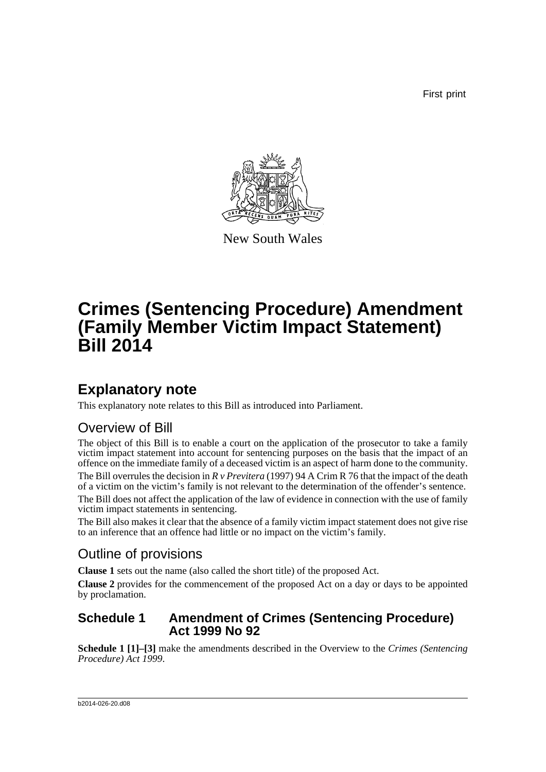First print

New South Wales

# Crimes (Sentencing Procedure) Amendment (Family Member Victim Impact Statement) Bill 2014

## Explanatory note

This explanatory note relates to this Bill as introduced into Parliament.

### Overview of Bill

The object of this Bill is to enable a court on the application of the prosecutor to take a family victim impact statement into account for sentencing purposes on the basis that the impact of an offence on the immediate family of a deceased victim is an aspect of harm done to the community.

The Bill overrules the decision in *R v Previtera* (1997) 94 A Crim R 76 that the impact of the death of a victim on the victim's family is not relevant to the determination of the offender's sentence.

The Bill does not affect the application of the law of evidence in connection with the use of family victim impact statements in sentencing.

The Bill also makes it clear that the absence of a family victim impact statement does not give rise to an inference that an offence had little or no impact on the victim's family.

### Outline of provisions

**Clause 1** sets out the name (also called the short title) of the proposed Act.

**Clause 2** provides for the commencement of the proposed Act on a day or days to be appointed by proclamation.

### Schedule 1 Amendment of Crimes (Sentencing Procedure) Act 1999 No 92

**Schedule 1 [1]–[3]** make the amendments described in the Overview to the *Crimes (Sentencing Procedure) Act 1999*.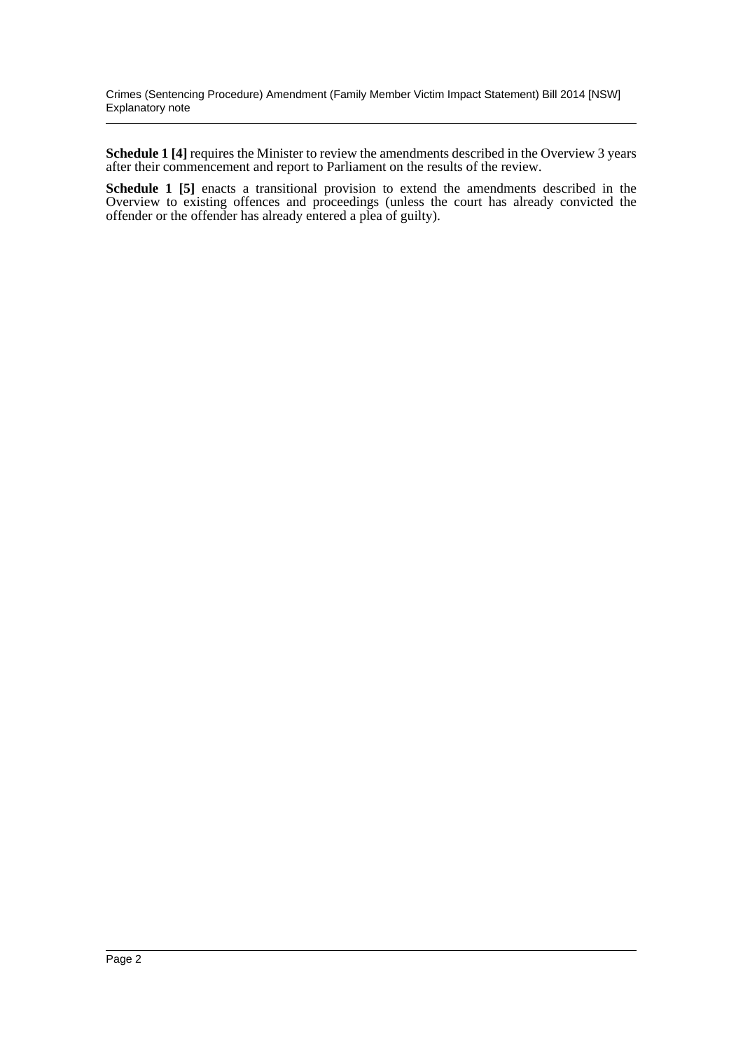**Schedule 1 [4]** requires the Minister to review the amendments described in the Overview 3 years after their commencement and report to Parliament on the results of the review.

**Schedule 1 [5]** enacts a transitional provision to extend the amendments described in the Overview to existing offences and proceedings (unless the court has already convicted the offender or the offender has already entered a plea of guilty).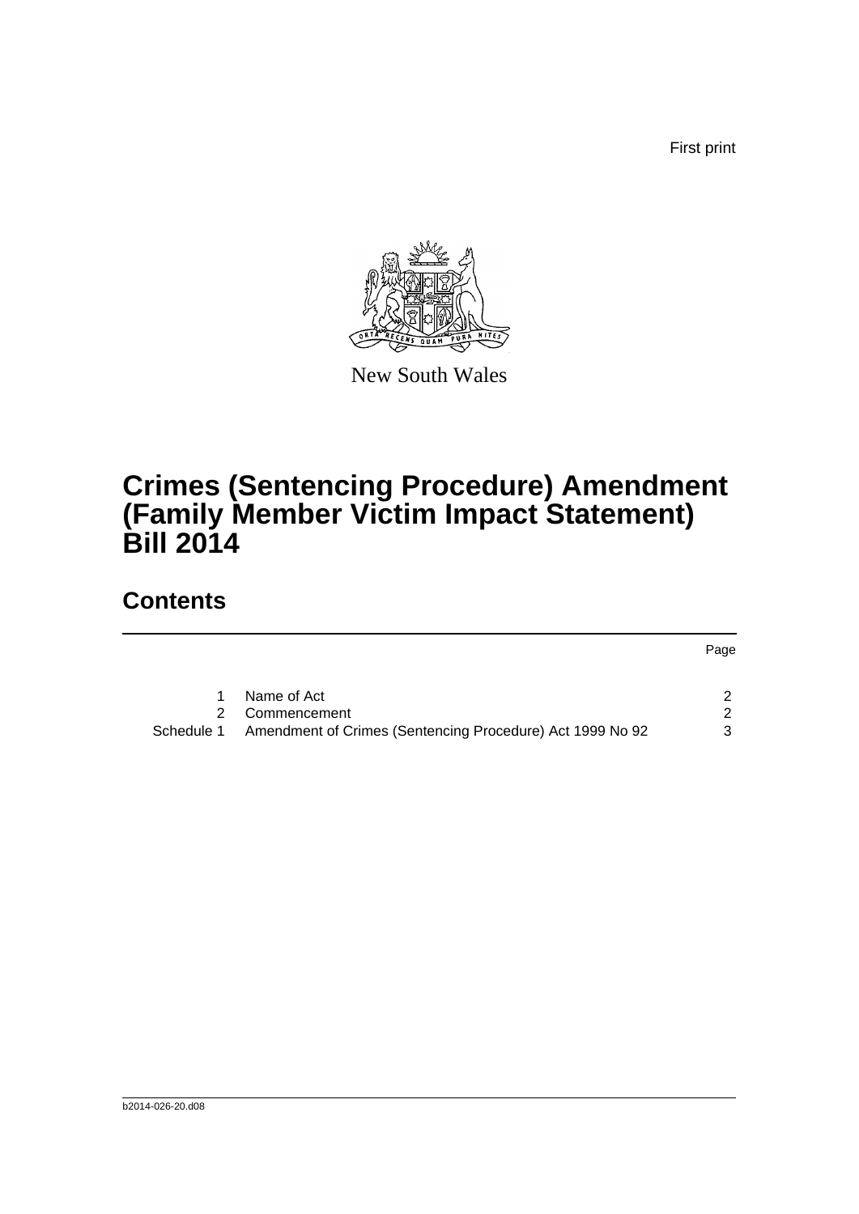First print

New South Wales

# Crimes (Sentencing Procedure) Amendment (Family Member Victim Impact Statement) Bill 2014

## Contents

| | | Page |
|---|---|---|
| 1 | Name of Act | 2 |
| 2 | Commencement | 2 |
| Schedule 1 | Amendment of Crimes (Sentencing Procedure) Act 1999 No 92 | 3 |

b2014-026-20.d08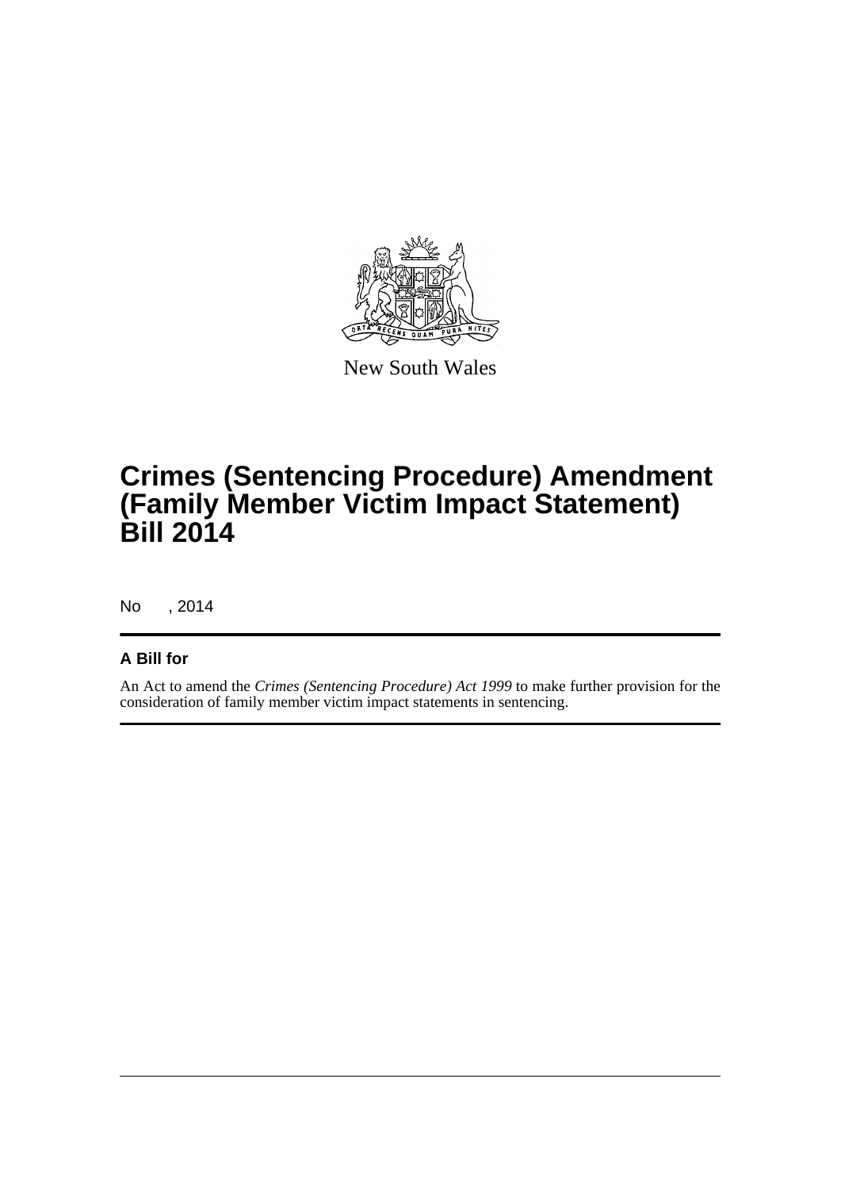New South Wales

# Crimes (Sentencing Procedure) Amendment (Family Member Victim Impact Statement) Bill 2014

No , 2014

---

## A Bill for

An Act to amend the *Crimes (Sentencing Procedure) Act 1999* to make further provision for the consideration of family member victim impact statements in sentencing.

---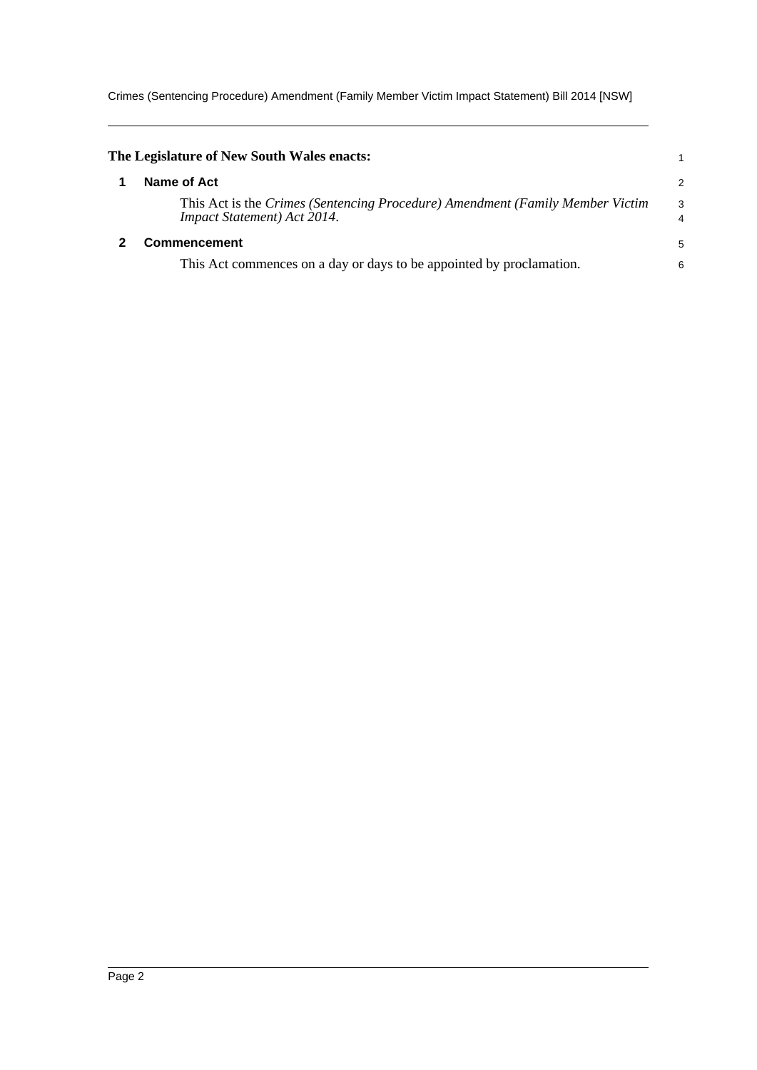**The Legislature of New South Wales enacts:**

## 1 Name of Act

This Act is the *Crimes (Sentencing Procedure) Amendment (Family Member Victim Impact Statement) Act 2014*.

## 2 Commencement

This Act commences on a day or days to be appointed by proclamation.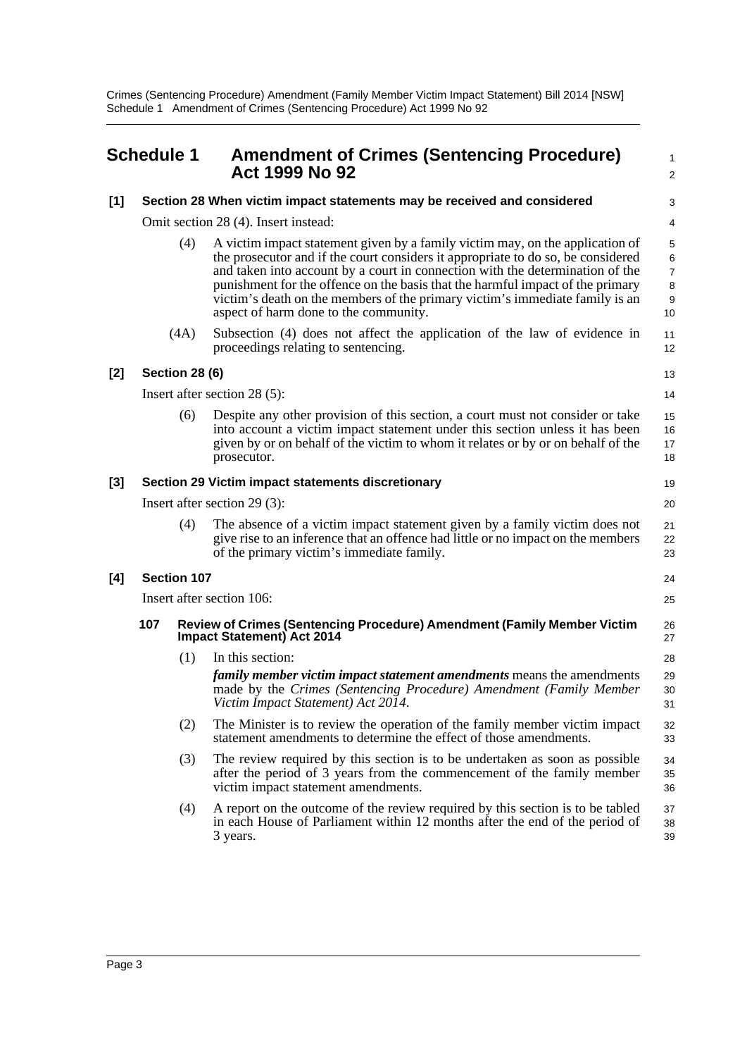## Schedule 1 Amendment of Crimes (Sentencing Procedure) Act 1999 No 92

**[1] Section 28 When victim impact statements may be received and considered**

Omit section 28 (4). Insert instead:

(4) A victim impact statement given by a family victim may, on the application of the prosecutor and if the court considers it appropriate to do so, be considered and taken into account by a court in connection with the determination of the punishment for the offence on the basis that the harmful impact of the primary victim's death on the members of the primary victim's immediate family is an aspect of harm done to the community.

(4A) Subsection (4) does not affect the application of the law of evidence in proceedings relating to sentencing.

**[2] Section 28 (6)**

Insert after section 28 (5):

(6) Despite any other provision of this section, a court must not consider or take into account a victim impact statement under this section unless it has been given by or on behalf of the victim to whom it relates or by or on behalf of the prosecutor.

**[3] Section 29 Victim impact statements discretionary**

Insert after section 29 (3):

(4) The absence of a victim impact statement given by a family victim does not give rise to an inference that an offence had little or no impact on the members of the primary victim's immediate family.

**[4] Section 107**

Insert after section 106:

**107 Review of Crimes (Sentencing Procedure) Amendment (Family Member Victim Impact Statement) Act 2014**

(1) In this section:

***family member victim impact statement amendments*** means the amendments made by the *Crimes (Sentencing Procedure) Amendment (Family Member Victim Impact Statement) Act 2014*.

(2) The Minister is to review the operation of the family member victim impact statement amendments to determine the effect of those amendments.

(3) The review required by this section is to be undertaken as soon as possible after the period of 3 years from the commencement of the family member victim impact statement amendments.

(4) A report on the outcome of the review required by this section is to be tabled in each House of Parliament within 12 months after the end of the period of 3 years.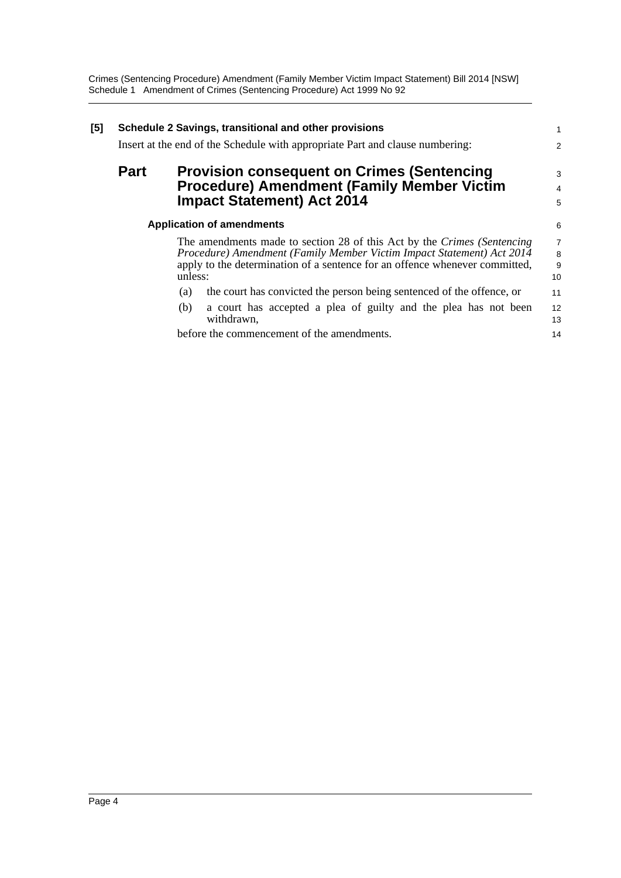**[5] Schedule 2 Savings, transitional and other provisions**

Insert at the end of the Schedule with appropriate Part and clause numbering:

## Part Provision consequent on Crimes (Sentencing Procedure) Amendment (Family Member Victim Impact Statement) Act 2014

### Application of amendments

The amendments made to section 28 of this Act by the *Crimes (Sentencing Procedure) Amendment (Family Member Victim Impact Statement) Act 2014* apply to the determination of a sentence for an offence whenever committed, unless:

(a) the court has convicted the person being sentenced of the offence, or

(b) a court has accepted a plea of guilty and the plea has not been withdrawn,

before the commencement of the amendments.